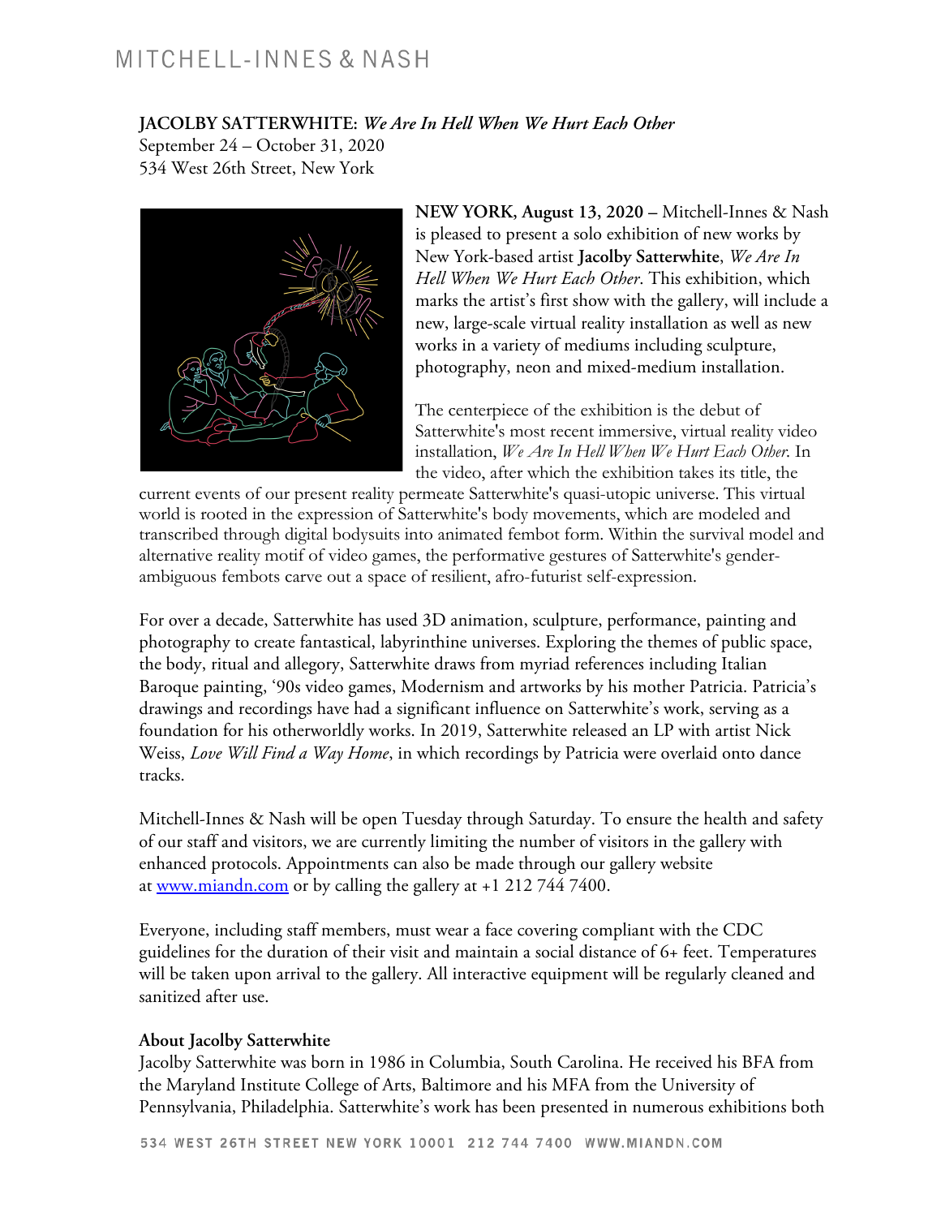# MITCHELL-INNES & NASH

**JACOLBY SATTERWHITE:** ***We Are In Hell When We Hurt Each Other***
September 24 – October 31, 2020
534 West 26th Street, New York

**NEW YORK, August 13, 2020 –** Mitchell-Innes & Nash is pleased to present a solo exhibition of new works by New York-based artist **Jacolby Satterwhite**, *We Are In Hell When We Hurt Each Other*. This exhibition, which marks the artist's first show with the gallery, will include a new, large-scale virtual reality installation as well as new works in a variety of mediums including sculpture, photography, neon and mixed-medium installation.

The centerpiece of the exhibition is the debut of Satterwhite's most recent immersive, virtual reality video installation, *We Are In Hell When We Hurt Each Other*. In the video, after which the exhibition takes its title, the current events of our present reality permeate Satterwhite's quasi-utopic universe. This virtual world is rooted in the expression of Satterwhite's body movements, which are modeled and transcribed through digital bodysuits into animated fembot form. Within the survival model and alternative reality motif of video games, the performative gestures of Satterwhite's gender-ambiguous fembots carve out a space of resilient, afro-futurist self-expression.

For over a decade, Satterwhite has used 3D animation, sculpture, performance, painting and photography to create fantastical, labyrinthine universes. Exploring the themes of public space, the body, ritual and allegory, Satterwhite draws from myriad references including Italian Baroque painting, '90s video games, Modernism and artworks by his mother Patricia. Patricia's drawings and recordings have had a significant influence on Satterwhite's work, serving as a foundation for his otherworldly works. In 2019, Satterwhite released an LP with artist Nick Weiss, *Love Will Find a Way Home*, in which recordings by Patricia were overlaid onto dance tracks.

Mitchell-Innes & Nash will be open Tuesday through Saturday. To ensure the health and safety of our staff and visitors, we are currently limiting the number of visitors in the gallery with enhanced protocols. Appointments can also be made through our gallery website at [www.miandn.com](http://www.miandn.com) or by calling the gallery at +1 212 744 7400.

Everyone, including staff members, must wear a face covering compliant with the CDC guidelines for the duration of their visit and maintain a social distance of 6+ feet. Temperatures will be taken upon arrival to the gallery. All interactive equipment will be regularly cleaned and sanitized after use.

### About Jacolby Satterwhite

Jacolby Satterwhite was born in 1986 in Columbia, South Carolina. He received his BFA from the Maryland Institute College of Arts, Baltimore and his MFA from the University of Pennsylvania, Philadelphia. Satterwhite's work has been presented in numerous exhibitions both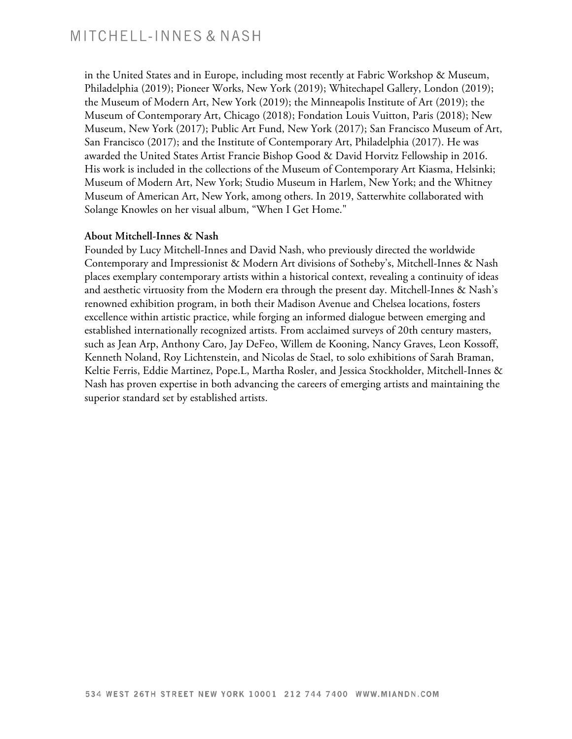in the United States and in Europe, including most recently at Fabric Workshop & Museum, Philadelphia (2019); Pioneer Works, New York (2019); Whitechapel Gallery, London (2019); the Museum of Modern Art, New York (2019); the Minneapolis Institute of Art (2019); the Museum of Contemporary Art, Chicago (2018); Fondation Louis Vuitton, Paris (2018); New Museum, New York (2017); Public Art Fund, New York (2017); San Francisco Museum of Art, San Francisco (2017); and the Institute of Contemporary Art, Philadelphia (2017). He was awarded the United States Artist Francie Bishop Good & David Horvitz Fellowship in 2016. His work is included in the collections of the Museum of Contemporary Art Kiasma, Helsinki; Museum of Modern Art, New York; Studio Museum in Harlem, New York; and the Whitney Museum of American Art, New York, among others. In 2019, Satterwhite collaborated with Solange Knowles on her visual album, "When I Get Home."

**About Mitchell-Innes & Nash**

Founded by Lucy Mitchell-Innes and David Nash, who previously directed the worldwide Contemporary and Impressionist & Modern Art divisions of Sotheby's, Mitchell-Innes & Nash places exemplary contemporary artists within a historical context, revealing a continuity of ideas and aesthetic virtuosity from the Modern era through the present day. Mitchell-Innes & Nash's renowned exhibition program, in both their Madison Avenue and Chelsea locations, fosters excellence within artistic practice, while forging an informed dialogue between emerging and established internationally recognized artists. From acclaimed surveys of 20th century masters, such as Jean Arp, Anthony Caro, Jay DeFeo, Willem de Kooning, Nancy Graves, Leon Kossoff, Kenneth Noland, Roy Lichtenstein, and Nicolas de Stael, to solo exhibitions of Sarah Braman, Keltie Ferris, Eddie Martinez, Pope.L, Martha Rosler, and Jessica Stockholder, Mitchell-Innes & Nash has proven expertise in both advancing the careers of emerging artists and maintaining the superior standard set by established artists.